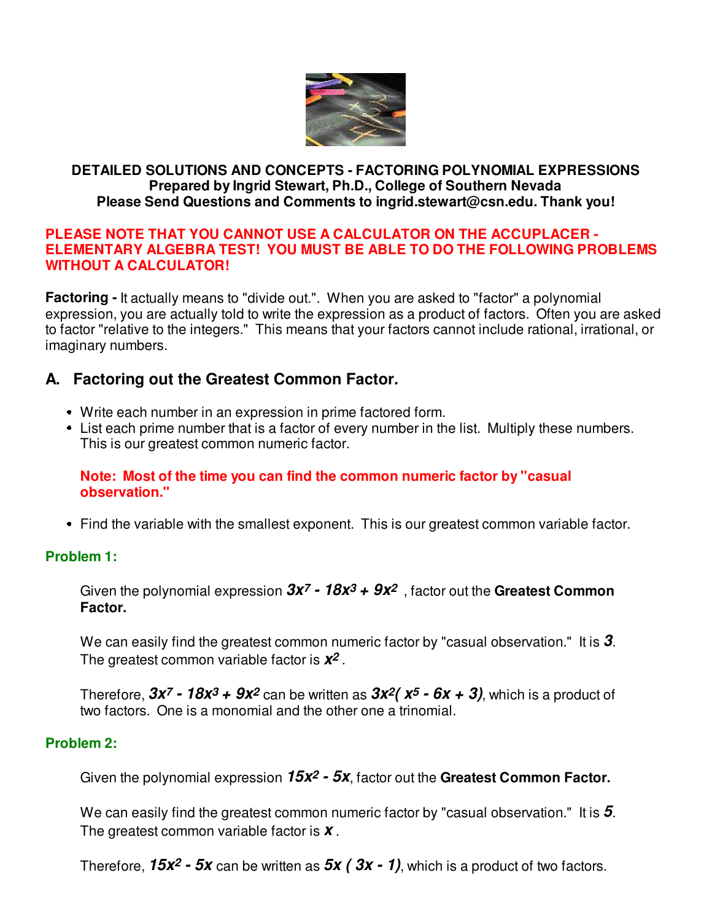**DETAILED SOLUTIONS AND CONCEPTS - FACTORING POLYNOMIAL EXPRESSIONS**
**Prepared by Ingrid Stewart, Ph.D., College of Southern Nevada**
**Please Send Questions and Comments to ingrid.stewart@csn.edu. Thank you!**

**PLEASE NOTE THAT YOU CANNOT USE A CALCULATOR ON THE ACCUPLACER - ELEMENTARY ALGEBRA TEST! YOU MUST BE ABLE TO DO THE FOLLOWING PROBLEMS WITHOUT A CALCULATOR!**

**Factoring -** It actually means to "divide out.". When you are asked to "factor" a polynomial expression, you are actually told to write the expression as a product of factors. Often you are asked to factor "relative to the integers." This means that your factors cannot include rational, irrational, or imaginary numbers.

## A. Factoring out the Greatest Common Factor.

- Write each number in an expression in prime factored form.
- List each prime number that is a factor of every number in the list. Multiply these numbers. This is our greatest common numeric factor.

**Note: Most of the time you can find the common numeric factor by "casual observation."**

- Find the variable with the smallest exponent. This is our greatest common variable factor.

### Problem 1:

Given the polynomial expression $3x^7 - 18x^3 + 9x^2$ , factor out the **Greatest Common Factor.**

We can easily find the greatest common numeric factor by "casual observation." It is $3$. The greatest common variable factor is $x^2$ .

Therefore, $3x^7 - 18x^3 + 9x^2$ can be written as $3x^2( x^5 - 6x + 3)$, which is a product of two factors. One is a monomial and the other one a trinomial.

### Problem 2:

Given the polynomial expression $15x^2 - 5x$, factor out the **Greatest Common Factor.**

We can easily find the greatest common numeric factor by "casual observation." It is $5$. The greatest common variable factor is $x$ .

Therefore, $15x^2 - 5x$ can be written as $5x\ ( 3x - 1)$, which is a product of two factors.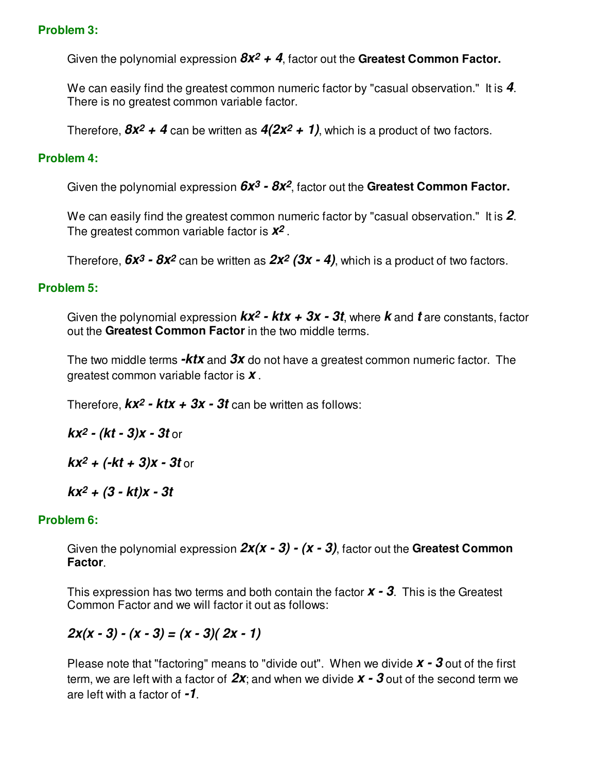**Problem 3:**

Given the polynomial expression $8x^2 + 4$, factor out the **Greatest Common Factor.**

We can easily find the greatest common numeric factor by "casual observation." It is $4$. There is no greatest common variable factor.

Therefore, $8x^2 + 4$ can be written as $4(2x^2 + 1)$, which is a product of two factors.

**Problem 4:**

Given the polynomial expression $6x^3 - 8x^2$, factor out the **Greatest Common Factor.**

We can easily find the greatest common numeric factor by "casual observation." It is $2$. The greatest common variable factor is $x^2$.

Therefore, $6x^3 - 8x^2$ can be written as $2x^2 (3x - 4)$, which is a product of two factors.

**Problem 5:**

Given the polynomial expression $kx^2 - ktx + 3x - 3t$, where $k$ and $t$ are constants, factor out the **Greatest Common Factor** in the two middle terms.

The two middle terms $-ktx$ and $3x$ do not have a greatest common numeric factor. The greatest common variable factor is $x$.

Therefore, $kx^2 - ktx + 3x - 3t$ can be written as follows:

$kx^2 - (kt - 3)x - 3t$ or

$kx^2 + (-kt + 3)x - 3t$ or

$kx^2 + (3 - kt)x - 3t$

**Problem 6:**

Given the polynomial expression $2x(x - 3) - (x - 3)$, factor out the **Greatest Common Factor**.

This expression has two terms and both contain the factor $x - 3$. This is the Greatest Common Factor and we will factor it out as follows:

$$2x(x - 3) - (x - 3) = (x - 3)(2x - 1)$$

Please note that "factoring" means to "divide out". When we divide $x - 3$ out of the first term, we are left with a factor of $2x$; and when we divide $x - 3$ out of the second term we are left with a factor of $-1$.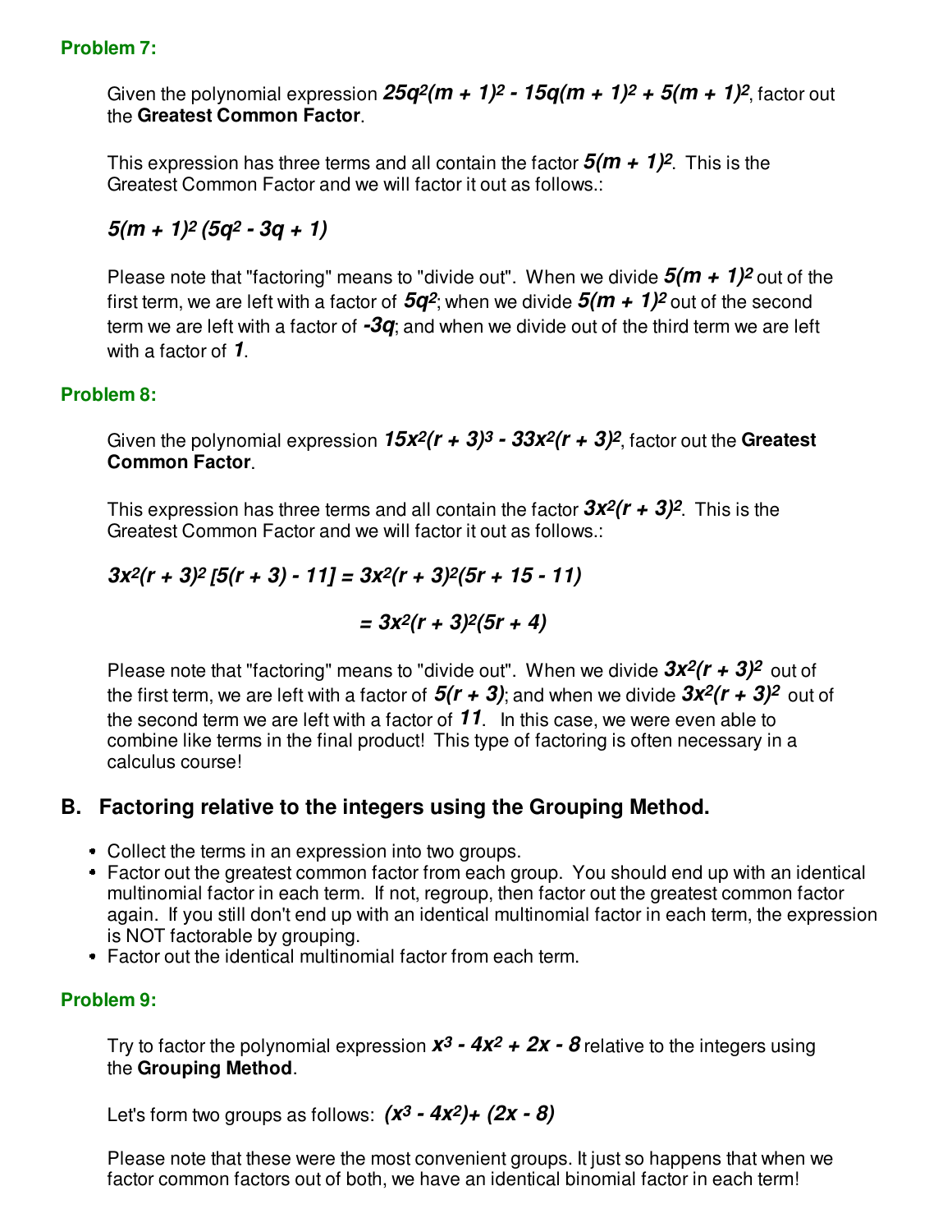**Problem 7:**

Given the polynomial expression $25q^2(m + 1)^2 - 15q(m + 1)^2 + 5(m + 1)^2$, factor out the **Greatest Common Factor**.

This expression has three terms and all contain the factor $5(m + 1)^2$. This is the Greatest Common Factor and we will factor it out as follows.:

$$5(m + 1)^2 (5q^2 - 3q + 1)$$

Please note that "factoring" means to "divide out". When we divide $5(m + 1)^2$ out of the first term, we are left with a factor of $5q^2$; when we divide $5(m + 1)^2$ out of the second term we are left with a factor of $-3q$; and when we divide out of the third term we are left with a factor of $1$.

**Problem 8:**

Given the polynomial expression $15x^2(r + 3)^3 - 33x^2(r + 3)^2$, factor out the **Greatest Common Factor**.

This expression has three terms and all contain the factor $3x^2(r + 3)^2$. This is the Greatest Common Factor and we will factor it out as follows.:

$$3x^2(r + 3)^2 [5(r + 3) - 11] = 3x^2(r + 3)^2(5r + 15 - 11)$$

$$= 3x^2(r + 3)^2(5r + 4)$$

Please note that "factoring" means to "divide out". When we divide $3x^2(r + 3)^2$ out of the first term, we are left with a factor of $5(r + 3)$; and when we divide $3x^2(r + 3)^2$ out of the second term we are left with a factor of $11$. In this case, we were even able to combine like terms in the final product! This type of factoring is often necessary in a calculus course!

## B. Factoring relative to the integers using the Grouping Method.

- Collect the terms in an expression into two groups.
- Factor out the greatest common factor from each group. You should end up with an identical multinomial factor in each term. If not, regroup, then factor out the greatest common factor again. If you still don't end up with an identical multinomial factor in each term, the expression is NOT factorable by grouping.
- Factor out the identical multinomial factor from each term.

**Problem 9:**

Try to factor the polynomial expression $x^3 - 4x^2 + 2x - 8$ relative to the integers using the **Grouping Method**.

Let's form two groups as follows: $(x^3 - 4x^2)+ (2x - 8)$

Please note that these were the most convenient groups. It just so happens that when we factor common factors out of both, we have an identical binomial factor in each term!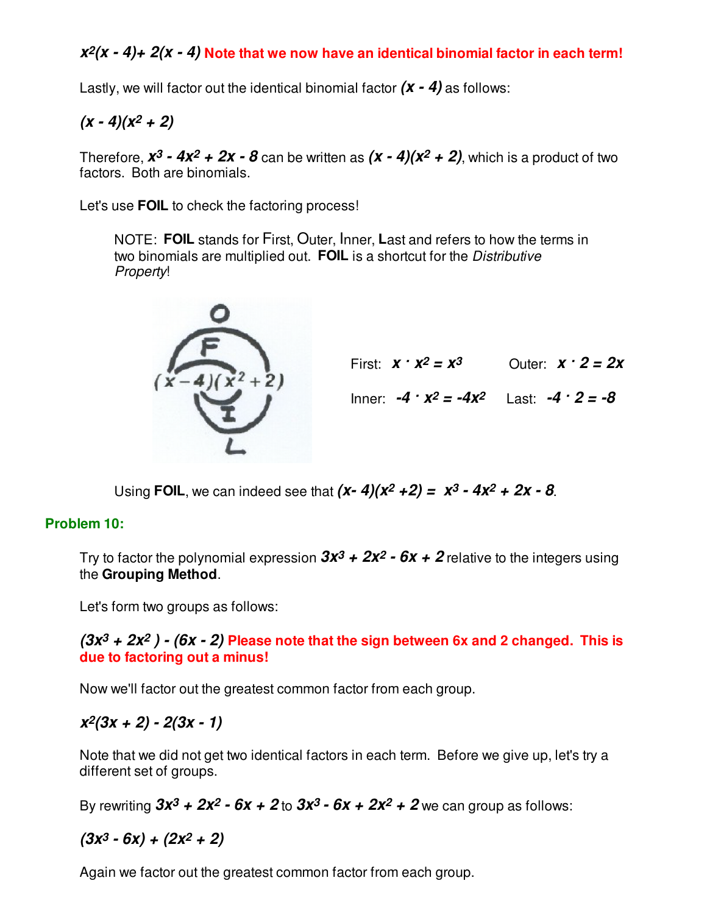$x^2(x - 4) + 2(x - 4)$ **Note that we now have an identical binomial factor in each term!**

Lastly, we will factor out the identical binomial factor $(x - 4)$ as follows:

$(x - 4)(x^2 + 2)$

Therefore, $x^3 - 4x^2 + 2x - 8$ can be written as $(x - 4)(x^2 + 2)$, which is a product of two factors. Both are binomials.

Let's use **FOIL** to check the factoring process!

> NOTE: **FOIL** stands for First, Outer, Inner, Last and refers to how the terms in two binomials are multiplied out. **FOIL** is a shortcut for the *Distributive Property*!

First: $x \cdot x^2 = x^3$ Outer: $x \cdot 2 = 2x$

Inner: $-4 \cdot x^2 = -4x^2$ Last: $-4 \cdot 2 = -8$

Using **FOIL**, we can indeed see that $(x - 4)(x^2 + 2) = x^3 - 4x^2 + 2x - 8$.

### Problem 10:

Try to factor the polynomial expression $3x^3 + 2x^2 - 6x + 2$ relative to the integers using the **Grouping Method**.

Let's form two groups as follows:

$(3x^3 + 2x^2) - (6x - 2)$ **Please note that the sign between 6x and 2 changed. This is due to factoring out a minus!**

Now we'll factor out the greatest common factor from each group.

$x^2(3x + 2) - 2(3x - 1)$

Note that we did not get two identical factors in each term. Before we give up, let's try a different set of groups.

By rewriting $3x^3 + 2x^2 - 6x + 2$ to $3x^3 - 6x + 2x^2 + 2$ we can group as follows:

$(3x^3 - 6x) + (2x^2 + 2)$

Again we factor out the greatest common factor from each group.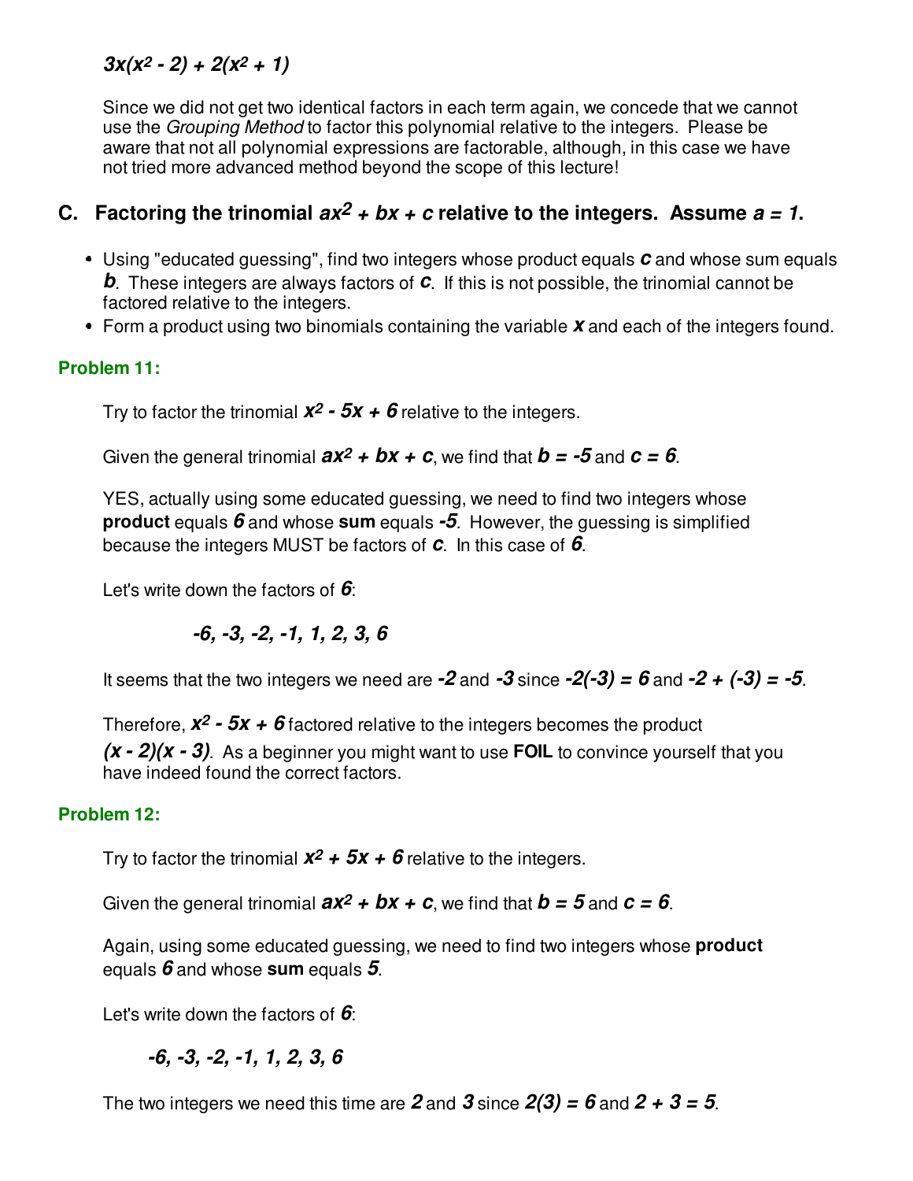$3x(x^2 - 2) + 2(x^2 + 1)$

Since we did not get two identical factors in each term again, we concede that we cannot use the *Grouping Method* to factor this polynomial relative to the integers. Please be aware that not all polynomial expressions are factorable, although, in this case we have not tried more advanced method beyond the scope of this lecture!

## C. Factoring the trinomial $ax^2 + bx + c$ relative to the integers. Assume $a = 1$.

- Using "educated guessing", find two integers whose product equals $c$ and whose sum equals $b$. These integers are always factors of $c$. If this is not possible, the trinomial cannot be factored relative to the integers.
- Form a product using two binomials containing the variable $x$ and each of the integers found.

**Problem 11:**

Try to factor the trinomial $x^2 - 5x + 6$ relative to the integers.

Given the general trinomial $ax^2 + bx + c$, we find that $b = -5$ and $c = 6$.

YES, actually using some educated guessing, we need to find two integers whose **product** equals $6$ and whose **sum** equals $-5$. However, the guessing is simplified because the integers MUST be factors of $c$. In this case of $6$.

Let's write down the factors of $6$:

$$-6, -3, -2, -1, 1, 2, 3, 6$$

It seems that the two integers we need are $-2$ and $-3$ since $-2(-3) = 6$ and $-2 + (-3) = -5$.

Therefore, $x^2 - 5x + 6$ factored relative to the integers becomes the product $(x - 2)(x - 3)$. As a beginner you might want to use **FOIL** to convince yourself that you have indeed found the correct factors.

**Problem 12:**

Try to factor the trinomial $x^2 + 5x + 6$ relative to the integers.

Given the general trinomial $ax^2 + bx + c$, we find that $b = 5$ and $c = 6$.

Again, using some educated guessing, we need to find two integers whose **product** equals $6$ and whose **sum** equals $5$.

Let's write down the factors of $6$:

$$-6, -3, -2, -1, 1, 2, 3, 6$$

The two integers we need this time are $2$ and $3$ since $2(3) = 6$ and $2 + 3 = 5$.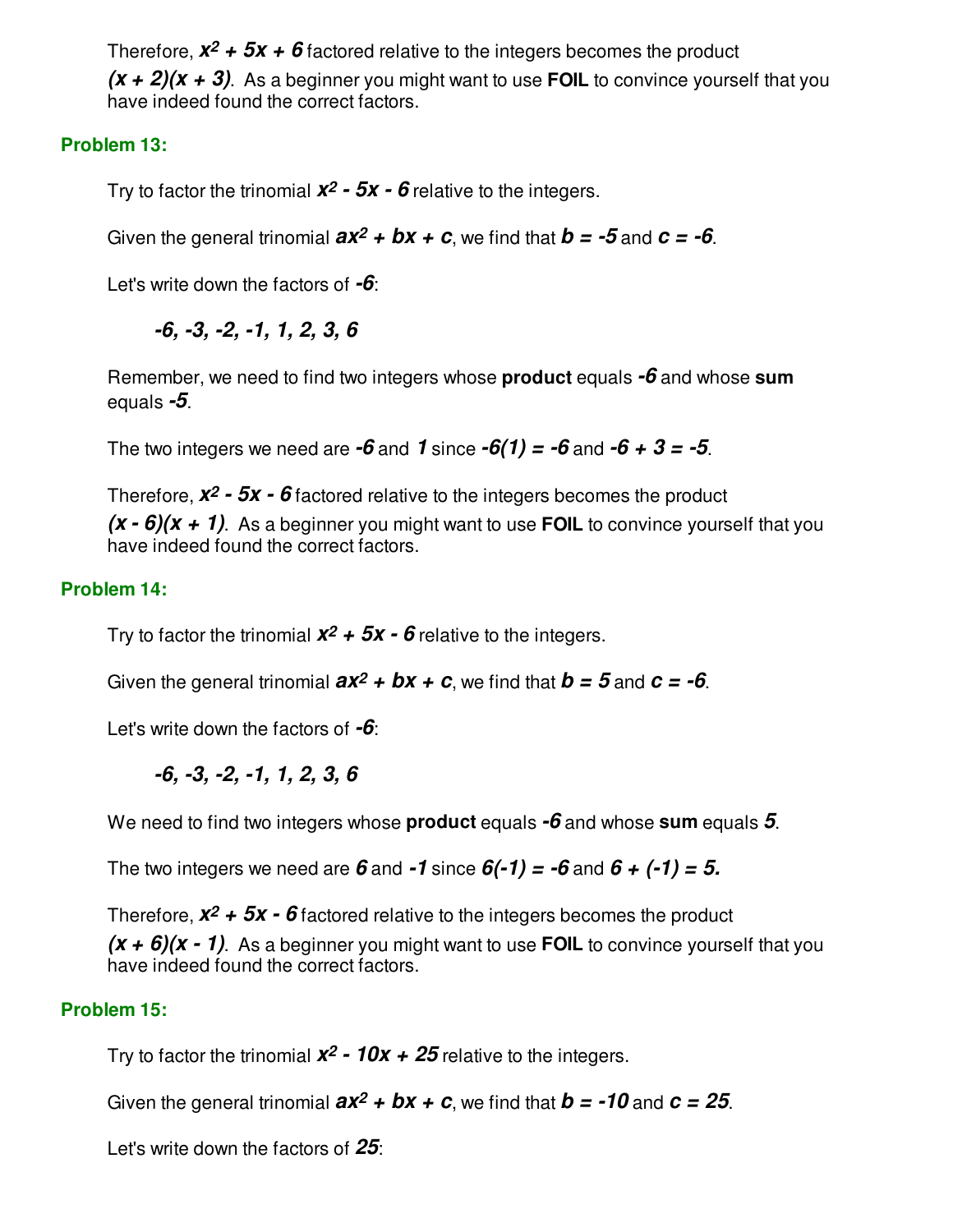Therefore, $x^2 + 5x + 6$ factored relative to the integers becomes the product $(x + 2)(x + 3)$. As a beginner you might want to use **FOIL** to convince yourself that you have indeed found the correct factors.

### Problem 13:

Try to factor the trinomial $x^2 - 5x - 6$ relative to the integers.

Given the general trinomial $ax^2 + bx + c$, we find that $b = -5$ and $c = -6$.

Let's write down the factors of $-6$:

$$-6, -3, -2, -1, 1, 2, 3, 6$$

Remember, we need to find two integers whose **product** equals $-6$ and whose **sum** equals $-5$.

The two integers we need are $-6$ and $1$ since $-6(1) = -6$ and $-6 + 3 = -5$.

Therefore, $x^2 - 5x - 6$ factored relative to the integers becomes the product $(x - 6)(x + 1)$. As a beginner you might want to use **FOIL** to convince yourself that you have indeed found the correct factors.

### Problem 14:

Try to factor the trinomial $x^2 + 5x - 6$ relative to the integers.

Given the general trinomial $ax^2 + bx + c$, we find that $b = 5$ and $c = -6$.

Let's write down the factors of $-6$:

$$-6, -3, -2, -1, 1, 2, 3, 6$$

We need to find two integers whose **product** equals $-6$ and whose **sum** equals $5$.

The two integers we need are $6$ and $-1$ since $6(-1) = -6$ and $6 + (-1) = 5.$

Therefore, $x^2 + 5x - 6$ factored relative to the integers becomes the product $(x + 6)(x - 1)$. As a beginner you might want to use **FOIL** to convince yourself that you have indeed found the correct factors.

### Problem 15:

Try to factor the trinomial $x^2 - 10x + 25$ relative to the integers.

Given the general trinomial $ax^2 + bx + c$, we find that $b = -10$ and $c = 25$.

Let's write down the factors of $25$: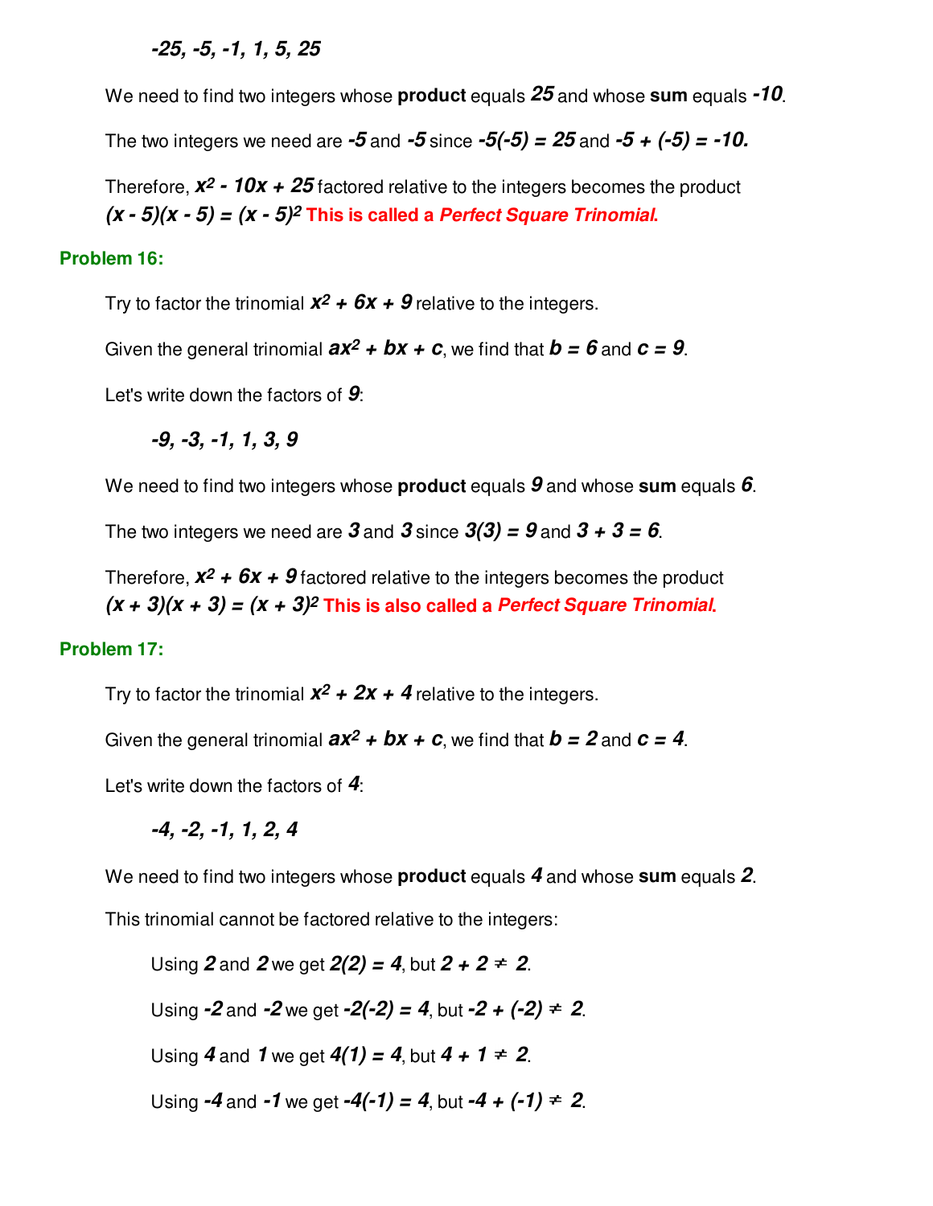$-25, -5, -1, 1, 5, 25$

We need to find two integers whose **product** equals $25$ and whose **sum** equals $-10$.

The two integers we need are $-5$ and $-5$ since $-5(-5) = 25$ and $-5 + (-5) = -10.$

Therefore, $x^2 - 10x + 25$ factored relative to the integers becomes the product $(x - 5)(x - 5) = (x - 5)^2$ **This is called a *Perfect Square Trinomial*.**

### Problem 16:

Try to factor the trinomial $x^2 + 6x + 9$ relative to the integers.

Given the general trinomial $ax^2 + bx + c$, we find that $b = 6$ and $c = 9$.

Let's write down the factors of $9$:

$-9, -3, -1, 1, 3, 9$

We need to find two integers whose **product** equals $9$ and whose **sum** equals $6$.

The two integers we need are $3$ and $3$ since $3(3) = 9$ and $3 + 3 = 6$.

Therefore, $x^2 + 6x + 9$ factored relative to the integers becomes the product $(x + 3)(x + 3) = (x + 3)^2$ **This is also called a *Perfect Square Trinomial*.**

### Problem 17:

Try to factor the trinomial $x^2 + 2x + 4$ relative to the integers.

Given the general trinomial $ax^2 + bx + c$, we find that $b = 2$ and $c = 4$.

Let's write down the factors of $4$:

$-4, -2, -1, 1, 2, 4$

We need to find two integers whose **product** equals $4$ and whose **sum** equals $2$.

This trinomial cannot be factored relative to the integers:

Using $2$ and $2$ we get $2(2) = 4$, but $2 + 2 \neq 2$.

Using $-2$ and $-2$ we get $-2(-2) = 4$, but $-2 + (-2) \neq 2$.

Using $4$ and $1$ we get $4(1) = 4$, but $4 + 1 \neq 2$.

Using $-4$ and $-1$ we get $-4(-1) = 4$, but $-4 + (-1) \neq 2$.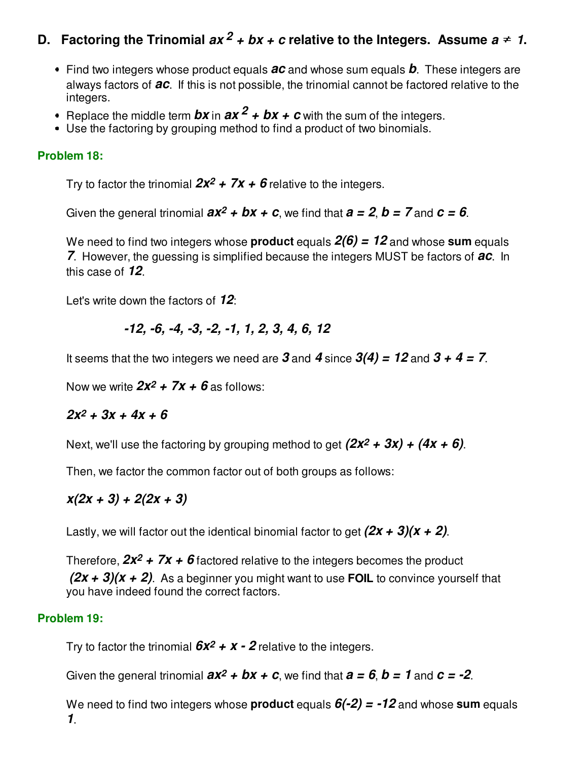## D. Factoring the Trinomial $ax^2 + bx + c$ relative to the Integers. Assume $a \neq 1$.

- Find two integers whose product equals $ac$ and whose sum equals $b$. These integers are always factors of $ac$. If this is not possible, the trinomial cannot be factored relative to the integers.
- Replace the middle term $bx$ in $ax^2 + bx + c$ with the sum of the integers.
- Use the factoring by grouping method to find a product of two binomials.

**Problem 18:**

Try to factor the trinomial $2x^2 + 7x + 6$ relative to the integers.

Given the general trinomial $ax^2 + bx + c$, we find that $a = 2$, $b = 7$ and $c = 6$.

We need to find two integers whose **product** equals $2(6) = 12$ and whose **sum** equals $7$. However, the guessing is simplified because the integers MUST be factors of $ac$. In this case of $12$.

Let's write down the factors of $12$:

$$-12, -6, -4, -3, -2, -1, 1, 2, 3, 4, 6, 12$$

It seems that the two integers we need are $3$ and $4$ since $3(4) = 12$ and $3 + 4 = 7$.

Now we write $2x^2 + 7x + 6$ as follows:

$$2x^2 + 3x + 4x + 6$$

Next, we'll use the factoring by grouping method to get $(2x^2 + 3x) + (4x + 6)$.

Then, we factor the common factor out of both groups as follows:

$$x(2x + 3) + 2(2x + 3)$$

Lastly, we will factor out the identical binomial factor to get $(2x + 3)(x + 2)$.

Therefore, $2x^2 + 7x + 6$ factored relative to the integers becomes the product $(2x + 3)(x + 2)$. As a beginner you might want to use **FOIL** to convince yourself that you have indeed found the correct factors.

**Problem 19:**

Try to factor the trinomial $6x^2 + x - 2$ relative to the integers.

Given the general trinomial $ax^2 + bx + c$, we find that $a = 6$, $b = 1$ and $c = -2$.

We need to find two integers whose **product** equals $6(-2) = -12$ and whose **sum** equals $1$.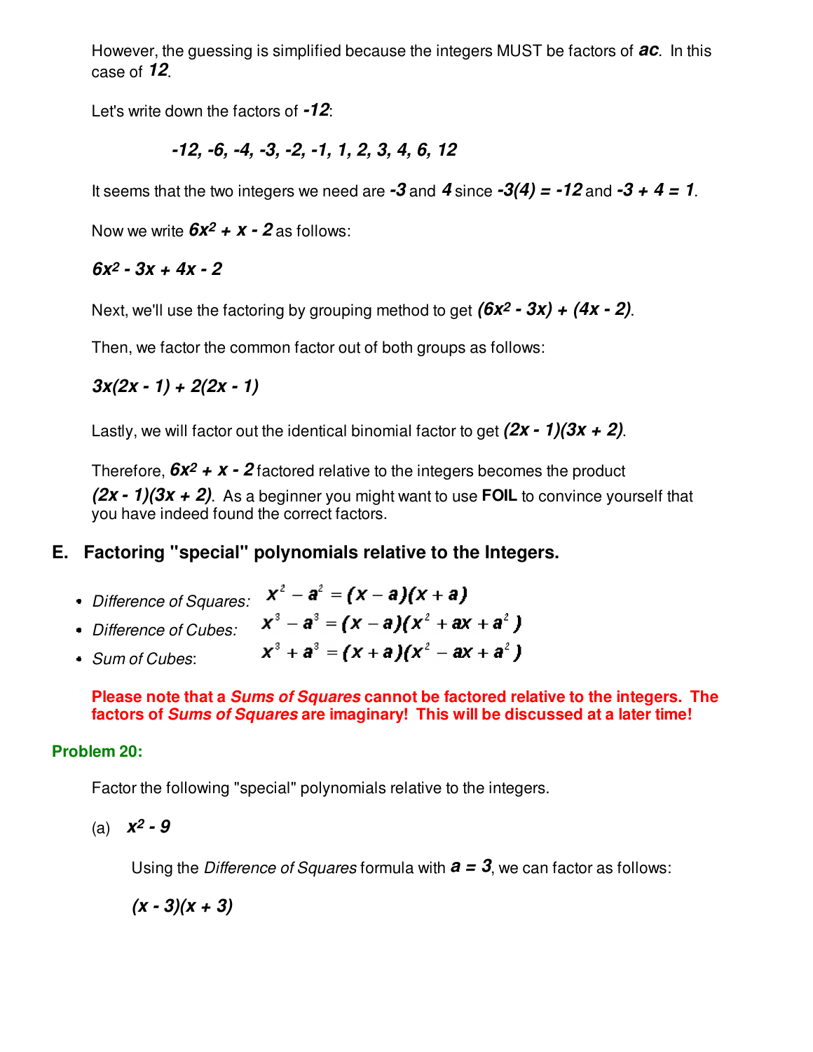However, the guessing is simplified because the integers MUST be factors of $ac$. In this case of $12$.

Let's write down the factors of $-12$:

$$-12, -6, -4, -3, -2, -1, 1, 2, 3, 4, 6, 12$$

It seems that the two integers we need are $-3$ and $4$ since $-3(4) = -12$ and $-3 + 4 = 1$.

Now we write $6x^2 + x - 2$ as follows:

$$6x^2 - 3x + 4x - 2$$

Next, we'll use the factoring by grouping method to get $(6x^2 - 3x) + (4x - 2)$.

Then, we factor the common factor out of both groups as follows:

$$3x(2x - 1) + 2(2x - 1)$$

Lastly, we will factor out the identical binomial factor to get $(2x - 1)(3x + 2)$.

Therefore, $6x^2 + x - 2$ factored relative to the integers becomes the product $(2x - 1)(3x + 2)$. As a beginner you might want to use **FOIL** to convince yourself that you have indeed found the correct factors.

## E. Factoring "special" polynomials relative to the Integers.

- *Difference of Squares:* $x^2 - a^2 = (x - a)(x + a)$
- *Difference of Cubes:* $x^3 - a^3 = (x - a)(x^2 + ax + a^2)$
- *Sum of Cubes*: $x^3 + a^3 = (x + a)(x^2 - ax + a^2)$

**Please note that a *Sums of Squares* cannot be factored relative to the integers. The factors of *Sums of Squares* are imaginary! This will be discussed at a later time!**

**Problem 20:**

Factor the following "special" polynomials relative to the integers.

(a) $x^2 - 9$

Using the *Difference of Squares* formula with $a = 3$, we can factor as follows:

$$(x - 3)(x + 3)$$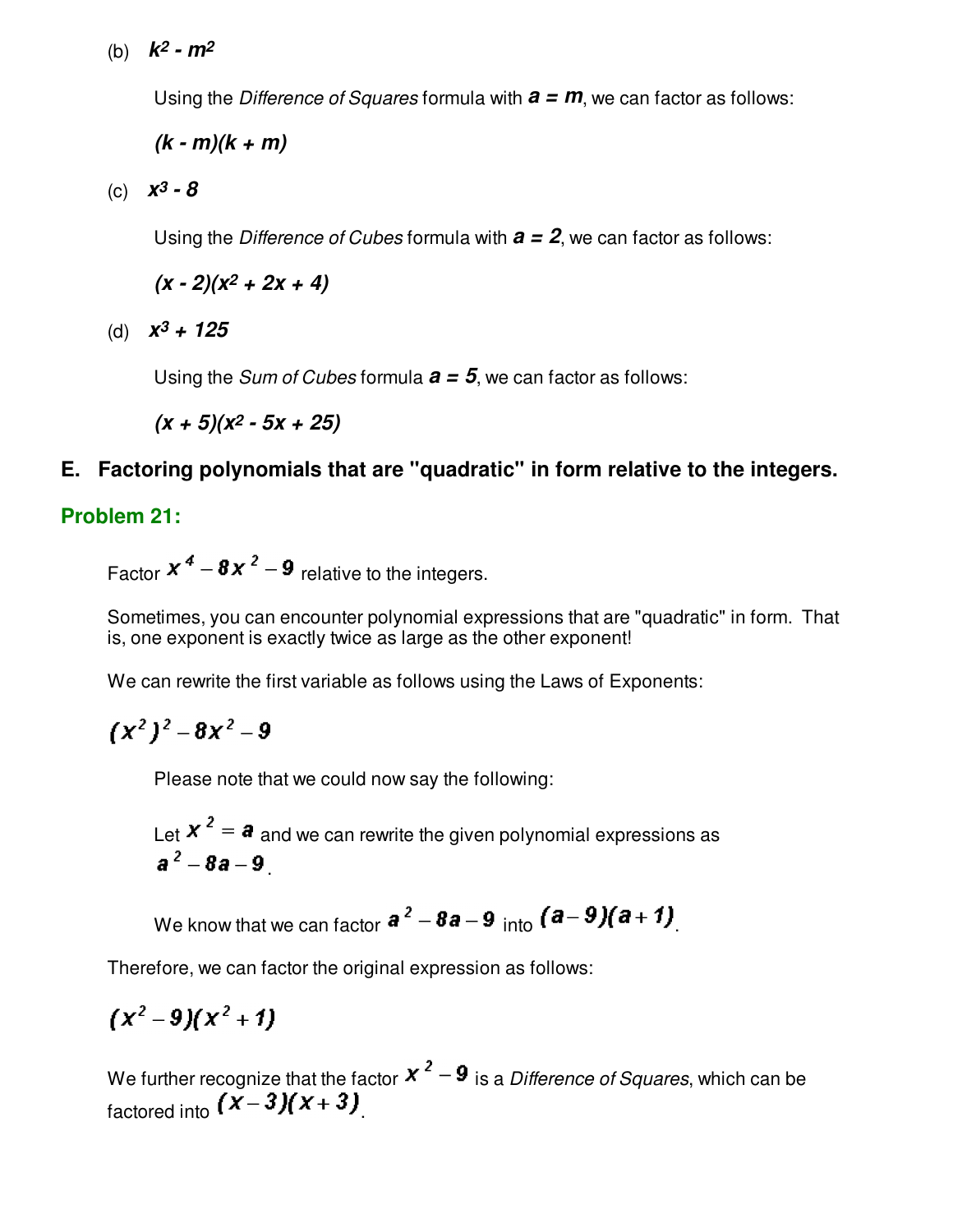(b) $k^2 - m^2$

Using the *Difference of Squares* formula with $a = m$, we can factor as follows:

$(k - m)(k + m)$

(c) $x^3 - 8$

Using the *Difference of Cubes* formula with $a = 2$, we can factor as follows:

$(x - 2)(x^2 + 2x + 4)$

(d) $x^3 + 125$

Using the *Sum of Cubes* formula $a = 5$, we can factor as follows:

$(x + 5)(x^2 - 5x + 25)$

## E. Factoring polynomials that are "quadratic" in form relative to the integers.

### Problem 21:

Factor $x^4 - 8x^2 - 9$ relative to the integers.

Sometimes, you can encounter polynomial expressions that are "quadratic" in form. That is, one exponent is exactly twice as large as the other exponent!

We can rewrite the first variable as follows using the Laws of Exponents:

$$(x^2)^2 - 8x^2 - 9$$

Please note that we could now say the following:

Let $x^2 = a$ and we can rewrite the given polynomial expressions as $a^2 - 8a - 9$.

We know that we can factor $a^2 - 8a - 9$ into $(a - 9)(a + 1)$.

Therefore, we can factor the original expression as follows:

$$(x^2 - 9)(x^2 + 1)$$

We further recognize that the factor $x^2 - 9$ is a *Difference of Squares*, which can be factored into $(x - 3)(x + 3)$.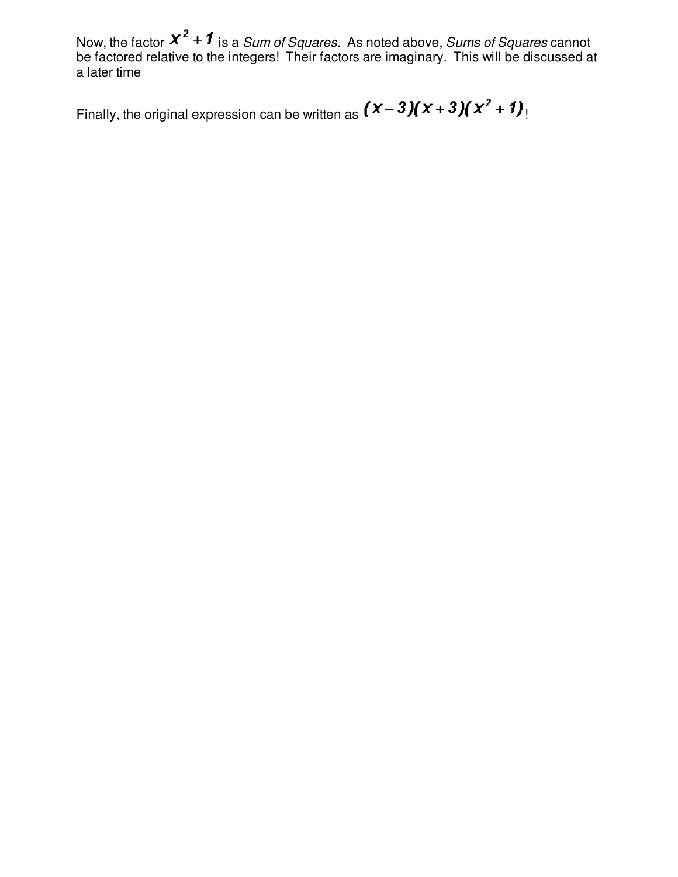Now, the factor $x^2 + 1$ is a *Sum of Squares*. As noted above, *Sums of Squares* cannot be factored relative to the integers! Their factors are imaginary. This will be discussed at a later time

Finally, the original expression can be written as $(x-3)(x+3)(x^2+1)$!